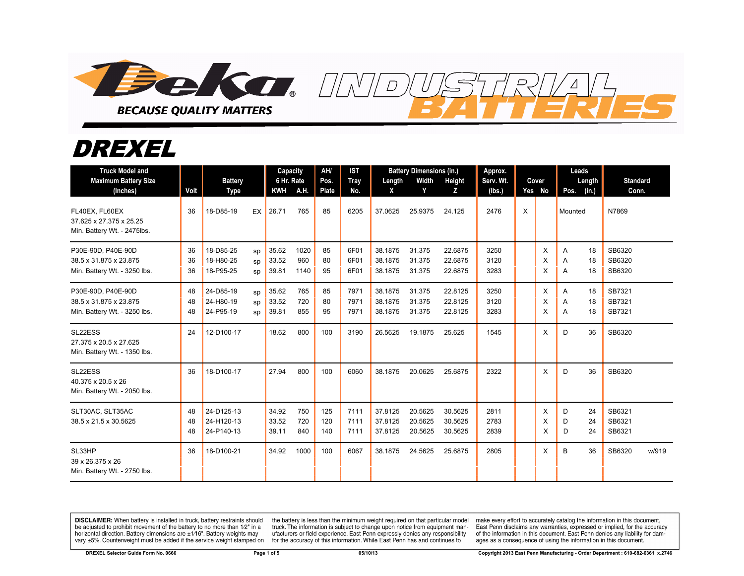# DREXEL

| Truck Model and Maximum Battery Size (Inches) | Volt | Battery Type | | Capacity 6 Hr. Rate KWH | A.H. | AH/ Pos. Plate | IST Tray No. | Battery Dimensions (in.) Length X | Width Y | Height Z | Approx. Serv. Wt. (lbs.) | Cover Yes | No | Leads Pos. | Length (in.) | Standard Conn. | |
|---|---|---|---|---|---|---|---|---|---|---|---|---|---|---|---|---|---|
| FL40EX, FL60EX<br>37.625 x 27.375 x 25.25<br>Min. Battery Wt. - 2475lbs. | 36 | 18-D85-19 | EX | 26.71 | 765 | 85 | 6205 | 37.0625 | 25.9375 | 24.125 | 2476 | X | | Mounted | | N7869 | |
| P30E-90D, P40E-90D<br>38.5 x 31.875 x 23.875<br>Min. Battery Wt. - 3250 lbs. | 36 | 18-D85-25 | sp | 35.62 | 1020 | 85 | 6F01 | 38.1875 | 31.375 | 22.6875 | 3250 | | X | A | 18 | SB6320 | |
| | 36 | 18-H80-25 | sp | 33.52 | 960 | 80 | 6F01 | 38.1875 | 31.375 | 22.6875 | 3120 | | X | A | 18 | SB6320 | |
| | 36 | 18-P95-25 | sp | 39.81 | 1140 | 95 | 6F01 | 38.1875 | 31.375 | 22.6875 | 3283 | | X | A | 18 | SB6320 | |
| P30E-90D, P40E-90D<br>38.5 x 31.875 x 23.875<br>Min. Battery Wt. - 3250 lbs. | 48 | 24-D85-19 | sp | 35.62 | 765 | 85 | 7971 | 38.1875 | 31.375 | 22.8125 | 3250 | | X | A | 18 | SB7321 | |
| | 48 | 24-H80-19 | sp | 33.52 | 720 | 80 | 7971 | 38.1875 | 31.375 | 22.8125 | 3120 | | X | A | 18 | SB7321 | |
| | 48 | 24-P95-19 | sp | 39.81 | 855 | 95 | 7971 | 38.1875 | 31.375 | 22.8125 | 3283 | | X | A | 18 | SB7321 | |
| SL22ESS<br>27.375 x 20.5 x 27.625<br>Min. Battery Wt. - 1350 lbs. | 24 | 12-D100-17 | | 18.62 | 800 | 100 | 3190 | 26.5625 | 19.1875 | 25.625 | 1545 | | X | D | 36 | SB6320 | |
| SL22ESS<br>40.375 x 20.5 x 26<br>Min. Battery Wt. - 2050 lbs. | 36 | 18-D100-17 | | 27.94 | 800 | 100 | 6060 | 38.1875 | 20.0625 | 25.6875 | 2322 | | X | D | 36 | SB6320 | |
| SLT30AC, SLT35AC<br>38.5 x 21.5 x 30.5625 | 48 | 24-D125-13 | | 34.92 | 750 | 125 | 7111 | 37.8125 | 20.5625 | 30.5625 | 2811 | | X | D | 24 | SB6321 | |
| | 48 | 24-H120-13 | | 33.52 | 720 | 120 | 7111 | 37.8125 | 20.5625 | 30.5625 | 2783 | | X | D | 24 | SB6321 | |
| | 48 | 24-P140-13 | | 39.11 | 840 | 140 | 7111 | 37.8125 | 20.5625 | 30.5625 | 2839 | | X | D | 24 | SB6321 | |
| SL33HP<br>39 x 26.375 x 26<br>Min. Battery Wt. - 2750 lbs. | 36 | 18-D100-21 | | 34.92 | 1000 | 100 | 6067 | 38.1875 | 24.5625 | 25.6875 | 2805 | | X | B | 36 | SB6320 | w/919 |

**DISCLAIMER:** When battery is installed in truck, battery restraints should be adjusted to prohibit movement of the battery to no more than 1⁄2" in a horizontal direction. Battery dimensions are ±1⁄16". Battery weights may vary ±5%. Counterweight must be added if the service weight stamped on the battery is less than the minimum weight required on that particular model truck. The information is subject to change upon notice from equipment manufacturers or field experience. East Penn expressly denies any responsibility for the accuracy of this information. While East Penn has and continues to make every effort to accurately catalog the information in this document, East Penn disclaims any warranties, expressed or implied, for the accuracy of the information in this document. East Penn denies any liability for damages as a consequence of using the information in this document.

DREXEL Selector Guide Form No. 0666 — 05/10/13 — Copyright 2013 East Penn Manufacturing - Order Department : 610-682-6361 x.2746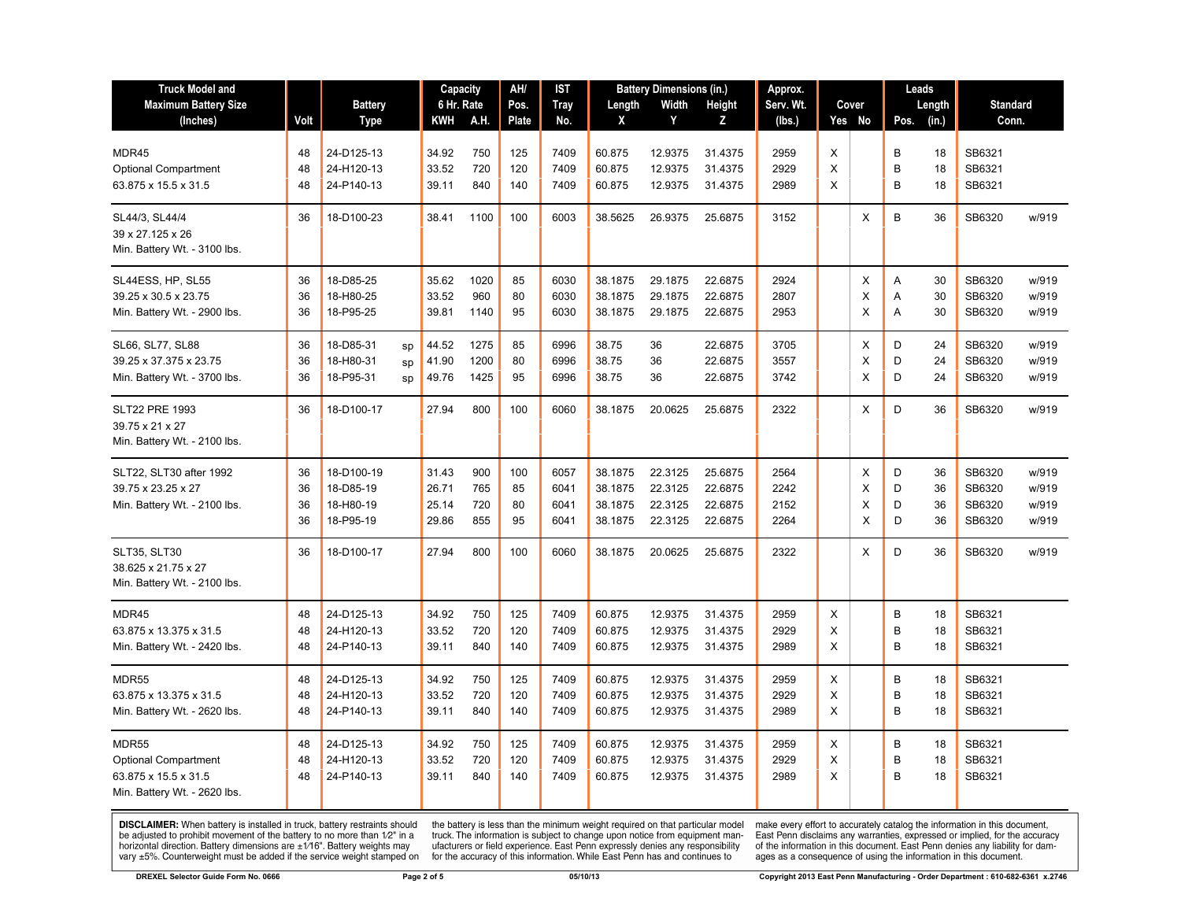| Truck Model and Maximum Battery Size (Inches) | Volt | Battery Type | | Capacity 6 Hr. Rate KWH | A.H. | AH/ Pos. Plate | IST Tray No. | Battery Dimensions (in.) Length X | Width Y | Height Z | Approx. Serv. Wt. (lbs.) | Cover Yes | No | Leads Pos. | Length (in.) | Standard Conn. | |
|---|---|---|---|---|---|---|---|---|---|---|---|---|---|---|---|---|---|
| MDR45 | 48 | 24-D125-13 | | 34.92 | 750 | 125 | 7409 | 60.875 | 12.9375 | 31.4375 | 2959 | X | | B | 18 | SB6321 | |
| Optional Compartment | 48 | 24-H120-13 | | 33.52 | 720 | 120 | 7409 | 60.875 | 12.9375 | 31.4375 | 2929 | X | | B | 18 | SB6321 | |
| 63.875 x 15.5 x 31.5 | 48 | 24-P140-13 | | 39.11 | 840 | 140 | 7409 | 60.875 | 12.9375 | 31.4375 | 2989 | X | | B | 18 | SB6321 | |
| SL44/3, SL44/4 | 36 | 18-D100-23 | | 38.41 | 1100 | 100 | 6003 | 38.5625 | 26.9375 | 25.6875 | 3152 | | X | B | 36 | SB6320 | w/919 |
| 39 x 27.125 x 26 | | | | | | | | | | | | | | | | | |
| Min. Battery Wt. - 3100 lbs. | | | | | | | | | | | | | | | | | |
| SL44ESS, HP, SL55 | 36 | 18-D85-25 | | 35.62 | 1020 | 85 | 6030 | 38.1875 | 29.1875 | 22.6875 | 2924 | | X | A | 30 | SB6320 | w/919 |
| 39.25 x 30.5 x 23.75 | 36 | 18-H80-25 | | 33.52 | 960 | 80 | 6030 | 38.1875 | 29.1875 | 22.6875 | 2807 | | X | A | 30 | SB6320 | w/919 |
| Min. Battery Wt. - 2900 lbs. | 36 | 18-P95-25 | | 39.81 | 1140 | 95 | 6030 | 38.1875 | 29.1875 | 22.6875 | 2953 | | X | A | 30 | SB6320 | w/919 |
| SL66, SL77, SL88 | 36 | 18-D85-31 | sp | 44.52 | 1275 | 85 | 6996 | 38.75 | 36 | 22.6875 | 3705 | | X | D | 24 | SB6320 | w/919 |
| 39.25 x 37.375 x 23.75 | 36 | 18-H80-31 | sp | 41.90 | 1200 | 80 | 6996 | 38.75 | 36 | 22.6875 | 3557 | | X | D | 24 | SB6320 | w/919 |
| Min. Battery Wt. - 3700 lbs. | 36 | 18-P95-31 | sp | 49.76 | 1425 | 95 | 6996 | 38.75 | 36 | 22.6875 | 3742 | | X | D | 24 | SB6320 | w/919 |
| SLT22 PRE 1993 | 36 | 18-D100-17 | | 27.94 | 800 | 100 | 6060 | 38.1875 | 20.0625 | 25.6875 | 2322 | | X | D | 36 | SB6320 | w/919 |
| 39.75 x 21 x 27 | | | | | | | | | | | | | | | | | |
| Min. Battery Wt. - 2100 lbs. | | | | | | | | | | | | | | | | | |
| SLT22, SLT30 after 1992 | 36 | 18-D100-19 | | 31.43 | 900 | 100 | 6057 | 38.1875 | 22.3125 | 25.6875 | 2564 | | X | D | 36 | SB6320 | w/919 |
| 39.75 x 23.25 x 27 | 36 | 18-D85-19 | | 26.71 | 765 | 85 | 6041 | 38.1875 | 22.3125 | 22.6875 | 2242 | | X | D | 36 | SB6320 | w/919 |
| Min. Battery Wt. - 2100 lbs. | 36 | 18-H80-19 | | 25.14 | 720 | 80 | 6041 | 38.1875 | 22.3125 | 22.6875 | 2152 | | X | D | 36 | SB6320 | w/919 |
| | 36 | 18-P95-19 | | 29.86 | 855 | 95 | 6041 | 38.1875 | 22.3125 | 22.6875 | 2264 | | X | D | 36 | SB6320 | w/919 |
| SLT35, SLT30 | 36 | 18-D100-17 | | 27.94 | 800 | 100 | 6060 | 38.1875 | 20.0625 | 25.6875 | 2322 | | X | D | 36 | SB6320 | w/919 |
| 38.625 x 21.75 x 27 | | | | | | | | | | | | | | | | | |
| Min. Battery Wt. - 2100 lbs. | | | | | | | | | | | | | | | | | |
| MDR45 | 48 | 24-D125-13 | | 34.92 | 750 | 125 | 7409 | 60.875 | 12.9375 | 31.4375 | 2959 | X | | B | 18 | SB6321 | |
| 63.875 x 13.375 x 31.5 | 48 | 24-H120-13 | | 33.52 | 720 | 120 | 7409 | 60.875 | 12.9375 | 31.4375 | 2929 | X | | B | 18 | SB6321 | |
| Min. Battery Wt. - 2420 lbs. | 48 | 24-P140-13 | | 39.11 | 840 | 140 | 7409 | 60.875 | 12.9375 | 31.4375 | 2989 | X | | B | 18 | SB6321 | |
| MDR55 | 48 | 24-D125-13 | | 34.92 | 750 | 125 | 7409 | 60.875 | 12.9375 | 31.4375 | 2959 | X | | B | 18 | SB6321 | |
| 63.875 x 13.375 x 31.5 | 48 | 24-H120-13 | | 33.52 | 720 | 120 | 7409 | 60.875 | 12.9375 | 31.4375 | 2929 | X | | B | 18 | SB6321 | |
| Min. Battery Wt. - 2620 lbs. | 48 | 24-P140-13 | | 39.11 | 840 | 140 | 7409 | 60.875 | 12.9375 | 31.4375 | 2989 | X | | B | 18 | SB6321 | |
| MDR55 | 48 | 24-D125-13 | | 34.92 | 750 | 125 | 7409 | 60.875 | 12.9375 | 31.4375 | 2959 | X | | B | 18 | SB6321 | |
| Optional Compartment | 48 | 24-H120-13 | | 33.52 | 720 | 120 | 7409 | 60.875 | 12.9375 | 31.4375 | 2929 | X | | B | 18 | SB6321 | |
| 63.875 x 15.5 x 31.5 | 48 | 24-P140-13 | | 39.11 | 840 | 140 | 7409 | 60.875 | 12.9375 | 31.4375 | 2989 | X | | B | 18 | SB6321 | |
| Min. Battery Wt. - 2620 lbs. | | | | | | | | | | | | | | | | | |

**DISCLAIMER:** When battery is installed in truck, battery restraints should be adjusted to prohibit movement of the battery to no more than 1⁄2" in a horizontal direction. Battery dimensions are ±1⁄16". Battery weights may vary ±5%. Counterweight must be added if the service weight stamped on the battery is less than the minimum weight required on that particular model truck. The information is subject to change upon notice from equipment manufacturers or field experience. East Penn expressly denies any responsibility for the accuracy of this information. While East Penn has and continues to make every effort to accurately catalog the information in this document, East Penn disclaims any warranties, expressed or implied, for the accuracy of the information in this document. East Penn denies any liability for damages as a consequence of using the information in this document.

DREXEL Selector Guide Form No. 0666 05/10/13 Copyright 2013 East Penn Manufacturing - Order Department : 610-682-6361 x.2746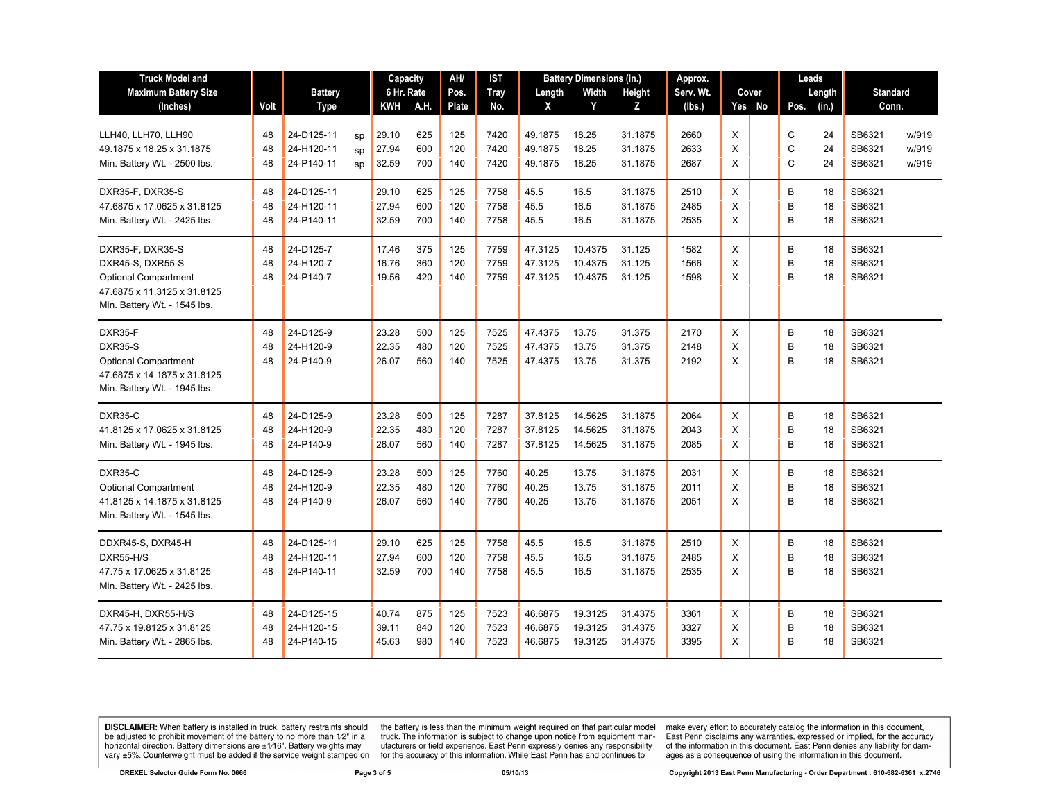| Truck Model and Maximum Battery Size (Inches) | Volt | Battery Type | | Capacity 6 Hr. Rate KWH | A.H. | AH/ Pos. Plate | IST Tray No. | Battery Dimensions (in.) Length X | Width Y | Height Z | Approx. Serv. Wt. (lbs.) | Cover Yes | No | Leads Pos. | Length (in.) | Standard Conn. | |
|---|---|---|---|---|---|---|---|---|---|---|---|---|---|---|---|---|---|
| LLH40, LLH70, LLH90 | 48 | 24-D125-11 | sp | 29.10 | 625 | 125 | 7420 | 49.1875 | 18.25 | 31.1875 | 2660 | X | | C | 24 | SB6321 | w/919 |
| 49.1875 x 18.25 x 31.1875 | 48 | 24-H120-11 | sp | 27.94 | 600 | 120 | 7420 | 49.1875 | 18.25 | 31.1875 | 2633 | X | | C | 24 | SB6321 | w/919 |
| Min. Battery Wt. - 2500 lbs. | 48 | 24-P140-11 | sp | 32.59 | 700 | 140 | 7420 | 49.1875 | 18.25 | 31.1875 | 2687 | X | | C | 24 | SB6321 | w/919 |
| DXR35-F, DXR35-S | 48 | 24-D125-11 | | 29.10 | 625 | 125 | 7758 | 45.5 | 16.5 | 31.1875 | 2510 | X | | B | 18 | SB6321 | |
| 47.6875 x 17.0625 x 31.8125 | 48 | 24-H120-11 | | 27.94 | 600 | 120 | 7758 | 45.5 | 16.5 | 31.1875 | 2485 | X | | B | 18 | SB6321 | |
| Min. Battery Wt. - 2425 lbs. | 48 | 24-P140-11 | | 32.59 | 700 | 140 | 7758 | 45.5 | 16.5 | 31.1875 | 2535 | X | | B | 18 | SB6321 | |
| DXR35-F, DXR35-S | 48 | 24-D125-7 | | 17.46 | 375 | 125 | 7759 | 47.3125 | 10.4375 | 31.125 | 1582 | X | | B | 18 | SB6321 | |
| DXR45-S, DXR55-S | 48 | 24-H120-7 | | 16.76 | 360 | 120 | 7759 | 47.3125 | 10.4375 | 31.125 | 1566 | X | | B | 18 | SB6321 | |
| Optional Compartment | 48 | 24-P140-7 | | 19.56 | 420 | 140 | 7759 | 47.3125 | 10.4375 | 31.125 | 1598 | X | | B | 18 | SB6321 | |
| 47.6875 x 11.3125 x 31.8125 | | | | | | | | | | | | | | | | | |
| Min. Battery Wt. - 1545 lbs. | | | | | | | | | | | | | | | | | |
| DXR35-F | 48 | 24-D125-9 | | 23.28 | 500 | 125 | 7525 | 47.4375 | 13.75 | 31.375 | 2170 | X | | B | 18 | SB6321 | |
| DXR35-S | 48 | 24-H120-9 | | 22.35 | 480 | 120 | 7525 | 47.4375 | 13.75 | 31.375 | 2148 | X | | B | 18 | SB6321 | |
| Optional Compartment | 48 | 24-P140-9 | | 26.07 | 560 | 140 | 7525 | 47.4375 | 13.75 | 31.375 | 2192 | X | | B | 18 | SB6321 | |
| 47.6875 x 14.1875 x 31.8125 | | | | | | | | | | | | | | | | | |
| Min. Battery Wt. - 1945 lbs. | | | | | | | | | | | | | | | | | |
| DXR35-C | 48 | 24-D125-9 | | 23.28 | 500 | 125 | 7287 | 37.8125 | 14.5625 | 31.1875 | 2064 | X | | B | 18 | SB6321 | |
| 41.8125 x 17.0625 x 31.8125 | 48 | 24-H120-9 | | 22.35 | 480 | 120 | 7287 | 37.8125 | 14.5625 | 31.1875 | 2043 | X | | B | 18 | SB6321 | |
| Min. Battery Wt. - 1945 lbs. | 48 | 24-P140-9 | | 26.07 | 560 | 140 | 7287 | 37.8125 | 14.5625 | 31.1875 | 2085 | X | | B | 18 | SB6321 | |
| DXR35-C | 48 | 24-D125-9 | | 23.28 | 500 | 125 | 7760 | 40.25 | 13.75 | 31.1875 | 2031 | X | | B | 18 | SB6321 | |
| Optional Compartment | 48 | 24-H120-9 | | 22.35 | 480 | 120 | 7760 | 40.25 | 13.75 | 31.1875 | 2011 | X | | B | 18 | SB6321 | |
| 41.8125 x 14.1875 x 31.8125 | 48 | 24-P140-9 | | 26.07 | 560 | 140 | 7760 | 40.25 | 13.75 | 31.1875 | 2051 | X | | B | 18 | SB6321 | |
| Min. Battery Wt. - 1545 lbs. | | | | | | | | | | | | | | | | | |
| DDXR45-S, DXR45-H | 48 | 24-D125-11 | | 29.10 | 625 | 125 | 7758 | 45.5 | 16.5 | 31.1875 | 2510 | X | | B | 18 | SB6321 | |
| DXR55-H/S | 48 | 24-H120-11 | | 27.94 | 600 | 120 | 7758 | 45.5 | 16.5 | 31.1875 | 2485 | X | | B | 18 | SB6321 | |
| 47.75 x 17.0625 x 31.8125 | 48 | 24-P140-11 | | 32.59 | 700 | 140 | 7758 | 45.5 | 16.5 | 31.1875 | 2535 | X | | B | 18 | SB6321 | |
| Min. Battery Wt. - 2425 lbs. | | | | | | | | | | | | | | | | | |
| DXR45-H, DXR55-H/S | 48 | 24-D125-15 | | 40.74 | 875 | 125 | 7523 | 46.6875 | 19.3125 | 31.4375 | 3361 | X | | B | 18 | SB6321 | |
| 47.75 x 19.8125 x 31.8125 | 48 | 24-H120-15 | | 39.11 | 840 | 120 | 7523 | 46.6875 | 19.3125 | 31.4375 | 3327 | X | | B | 18 | SB6321 | |
| Min. Battery Wt. - 2865 lbs. | 48 | 24-P140-15 | | 45.63 | 980 | 140 | 7523 | 46.6875 | 19.3125 | 31.4375 | 3395 | X | | B | 18 | SB6321 | |

**DISCLAIMER:** When battery is installed in truck, battery restraints should be adjusted to prohibit movement of the battery to no more than 1⁄2" in a horizontal direction. Battery dimensions are ±1⁄16". Battery weights may vary ±5%. Counterweight must be added if the service weight stamped on the battery is less than the minimum weight required on that particular model truck. The information is subject to change upon notice from equipment manufacturers or field experience. East Penn expressly denies any responsibility for the accuracy of this information. While East Penn has and continues to make every effort to accurately catalog the information in this document, East Penn disclaims any warranties, expressed or implied, for the accuracy of the information in this document. East Penn denies any liability for damages as a consequence of using the information in this document.

DREXEL Selector Guide Form No. 0666 05/10/13 Copyright 2013 East Penn Manufacturing - Order Department : 610-682-6361 x.2746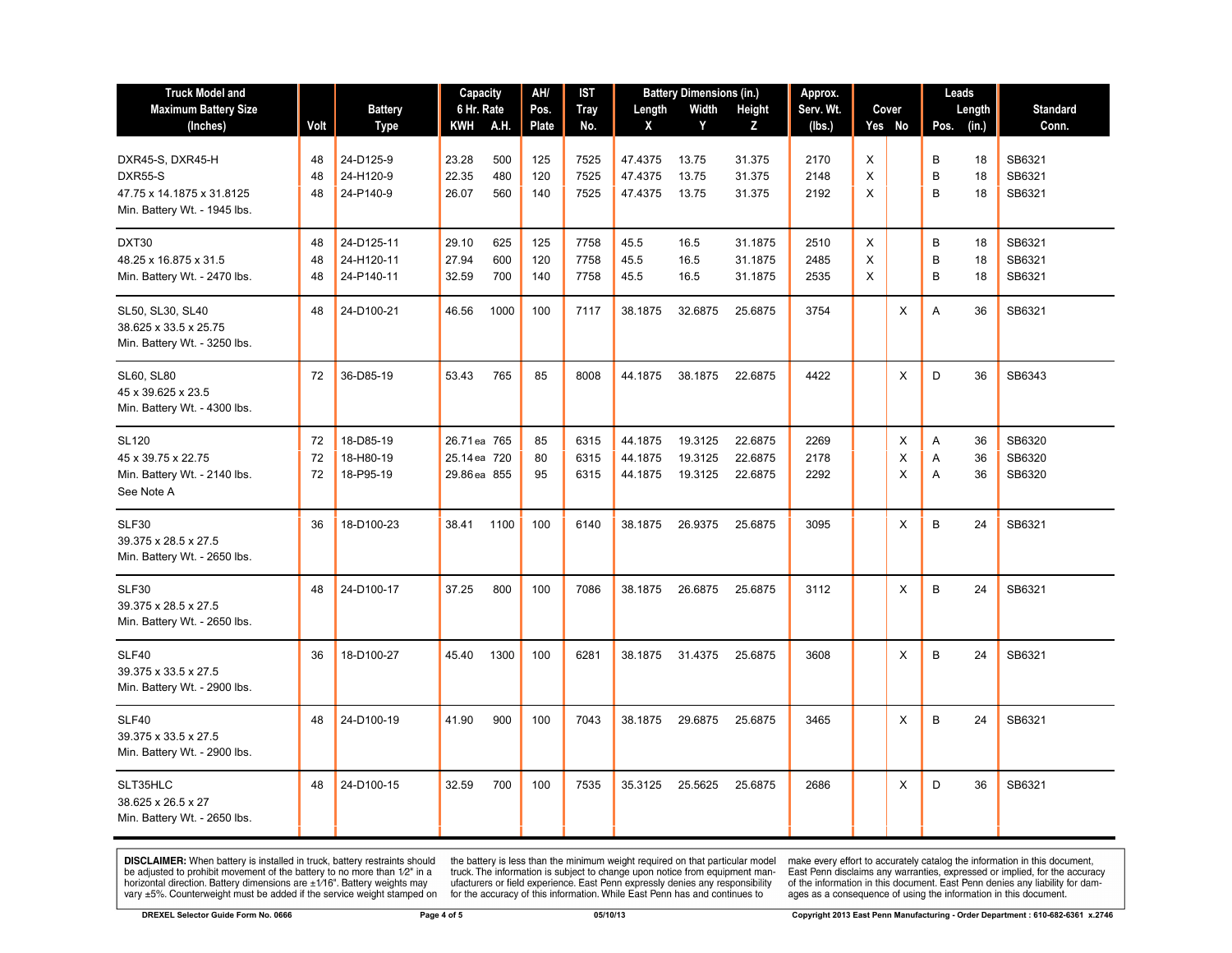| Truck Model and Maximum Battery Size (Inches) | Volt | Battery Type | Capacity 6 Hr. Rate | | AH/ Pos. Plate | IST Tray No. | Battery Dimensions (in.) | | | Approx. Serv. Wt. (lbs.) | Cover | | Leads | | Standard Conn. |
|---|---|---|---|---|---|---|---|---|---|---|---|---|---|---|---|
| | | | KWH | A.H. | | | Length X | Width Y | Height Z | | Yes | No | Pos. | Length (in.) | |
| DXR45-S, DXR45-H | 48 | 24-D125-9 | 23.28 | 500 | 125 | 7525 | 47.4375 | 13.75 | 31.375 | 2170 | X | | B | 18 | SB6321 |
| DXR55-S | 48 | 24-H120-9 | 22.35 | 480 | 120 | 7525 | 47.4375 | 13.75 | 31.375 | 2148 | X | | B | 18 | SB6321 |
| 47.75 x 14.1875 x 31.8125 | 48 | 24-P140-9 | 26.07 | 560 | 140 | 7525 | 47.4375 | 13.75 | 31.375 | 2192 | X | | B | 18 | SB6321 |
| Min. Battery Wt. - 1945 lbs. | | | | | | | | | | | | | | | |
| DXT30 | 48 | 24-D125-11 | 29.10 | 625 | 125 | 7758 | 45.5 | 16.5 | 31.1875 | 2510 | X | | B | 18 | SB6321 |
| 48.25 x 16.875 x 31.5 | 48 | 24-H120-11 | 27.94 | 600 | 120 | 7758 | 45.5 | 16.5 | 31.1875 | 2485 | X | | B | 18 | SB6321 |
| Min. Battery Wt. - 2470 lbs. | 48 | 24-P140-11 | 32.59 | 700 | 140 | 7758 | 45.5 | 16.5 | 31.1875 | 2535 | X | | B | 18 | SB6321 |
| SL50, SL30, SL40 | 48 | 24-D100-21 | 46.56 | 1000 | 100 | 7117 | 38.1875 | 32.6875 | 25.6875 | 3754 | | X | A | 36 | SB6321 |
| 38.625 x 33.5 x 25.75 | | | | | | | | | | | | | | | |
| Min. Battery Wt. - 3250 lbs. | | | | | | | | | | | | | | | |
| SL60, SL80 | 72 | 36-D85-19 | 53.43 | 765 | 85 | 8008 | 44.1875 | 38.1875 | 22.6875 | 4422 | | X | D | 36 | SB6343 |
| 45 x 39.625 x 23.5 | | | | | | | | | | | | | | | |
| Min. Battery Wt. - 4300 lbs. | | | | | | | | | | | | | | | |
| SL120 | 72 | 18-D85-19 | 26.71 ea | 765 | 85 | 6315 | 44.1875 | 19.3125 | 22.6875 | 2269 | | X | A | 36 | SB6320 |
| 45 x 39.75 x 22.75 | 72 | 18-H80-19 | 25.14 ea | 720 | 80 | 6315 | 44.1875 | 19.3125 | 22.6875 | 2178 | | X | A | 36 | SB6320 |
| Min. Battery Wt. - 2140 lbs. | 72 | 18-P95-19 | 29.86 ea | 855 | 95 | 6315 | 44.1875 | 19.3125 | 22.6875 | 2292 | | X | A | 36 | SB6320 |
| See Note A | | | | | | | | | | | | | | | |
| SLF30 | 36 | 18-D100-23 | 38.41 | 1100 | 100 | 6140 | 38.1875 | 26.9375 | 25.6875 | 3095 | | X | B | 24 | SB6321 |
| 39.375 x 28.5 x 27.5 | | | | | | | | | | | | | | | |
| Min. Battery Wt. - 2650 lbs. | | | | | | | | | | | | | | | |
| SLF30 | 48 | 24-D100-17 | 37.25 | 800 | 100 | 7086 | 38.1875 | 26.6875 | 25.6875 | 3112 | | X | B | 24 | SB6321 |
| 39.375 x 28.5 x 27.5 | | | | | | | | | | | | | | | |
| Min. Battery Wt. - 2650 lbs. | | | | | | | | | | | | | | | |
| SLF40 | 36 | 18-D100-27 | 45.40 | 1300 | 100 | 6281 | 38.1875 | 31.4375 | 25.6875 | 3608 | | X | B | 24 | SB6321 |
| 39.375 x 33.5 x 27.5 | | | | | | | | | | | | | | | |
| Min. Battery Wt. - 2900 lbs. | | | | | | | | | | | | | | | |
| SLF40 | 48 | 24-D100-19 | 41.90 | 900 | 100 | 7043 | 38.1875 | 29.6875 | 25.6875 | 3465 | | X | B | 24 | SB6321 |
| 39.375 x 33.5 x 27.5 | | | | | | | | | | | | | | | |
| Min. Battery Wt. - 2900 lbs. | | | | | | | | | | | | | | | |
| SLT35HLC | 48 | 24-D100-15 | 32.59 | 700 | 100 | 7535 | 35.3125 | 25.5625 | 25.6875 | 2686 | | X | D | 36 | SB6321 |
| 38.625 x 26.5 x 27 | | | | | | | | | | | | | | | |
| Min. Battery Wt. - 2650 lbs. | | | | | | | | | | | | | | | |

**DISCLAIMER:** When battery is installed in truck, battery restraints should be adjusted to prohibit movement of the battery to no more than 1⁄2" in a horizontal direction. Battery dimensions are ±1⁄16". Battery weights may vary ±5%. Counterweight must be added if the service weight stamped on the battery is less than the minimum weight required on that particular model truck. The information is subject to change upon notice from equipment manufacturers or field experience. East Penn expressly denies any responsibility for the accuracy of this information. While East Penn has and continues to make every effort to accurately catalog the information in this document, East Penn disclaims any warranties, expressed or implied, for the accuracy of the information in this document. East Penn denies any liability for damages as a consequence of using the information in this document.

DREXEL Selector Guide Form No. 0666 — 05/10/13 — Copyright 2013 East Penn Manufacturing - Order Department : 610-682-6361 x.2746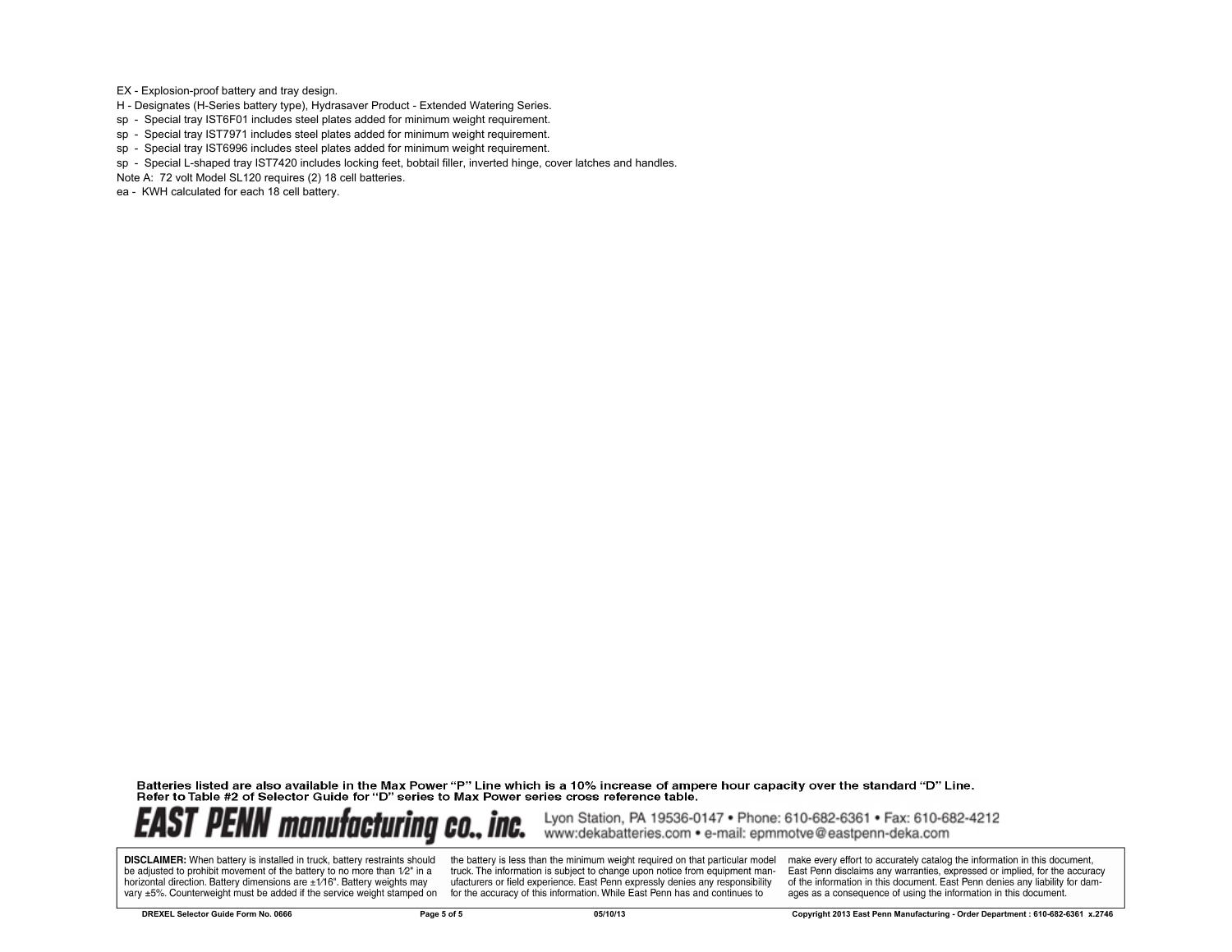EX - Explosion-proof battery and tray design.
H - Designates (H-Series battery type), Hydrasaver Product - Extended Watering Series.
sp - Special tray IST6F01 includes steel plates added for minimum weight requirement.
sp - Special tray IST7971 includes steel plates added for minimum weight requirement.
sp - Special tray IST6996 includes steel plates added for minimum weight requirement.
sp - Special L-shaped tray IST7420 includes locking feet, bobtail filler, inverted hinge, cover latches and handles.
Note A: 72 volt Model SL120 requires (2) 18 cell batteries.
ea - KWH calculated for each 18 cell battery.

**Batteries listed are also available in the Max Power "P" Line which is a 10% increase of ampere hour capacity over the standard "D" Line.**
**Refer to Table #2 of Selector Guide for "D" series to Max Power series cross reference table.**

**EAST PENN manufacturing co., inc.** Lyon Station, PA 19536-0147 • Phone: 610-682-6361 • Fax: 610-682-4212
www:dekabatteries.com • e-mail: epmmotve@eastpenn-deka.com

**DISCLAIMER:** When battery is installed in truck, battery restraints should be adjusted to prohibit movement of the battery to no more than 1⁄2" in a horizontal direction. Battery dimensions are ±1⁄16". Battery weights may vary ±5%. Counterweight must be added if the service weight stamped on the battery is less than the minimum weight required on that particular model truck. The information is subject to change upon notice from equipment manufacturers or field experience. East Penn expressly denies any responsibility for the accuracy of this information. While East Penn has and continues to make every effort to accurately catalog the information in this document, East Penn disclaims any warranties, expressed or implied, for the accuracy of the information in this document. East Penn denies any liability for damages as a consequence of using the information in this document.

DREXEL Selector Guide Form No. 0666 | 05/10/13 | Copyright 2013 East Penn Manufacturing - Order Department : 610-682-6361 x.2746